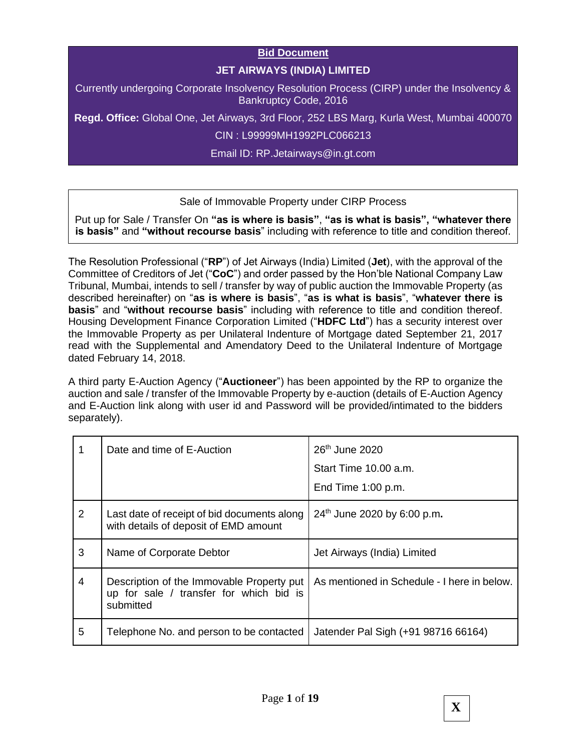**Bid Document**

**JET AIRWAYS (INDIA) LIMITED**

Currently undergoing Corporate Insolvency Resolution Process (CIRP) under the Insolvency & Bankruptcy Code, 2016

**Regd. Office:** Global One, Jet Airways, 3rd Floor, 252 LBS Marg, Kurla West, Mumbai 400070

CIN : L99999MH1992PLC066213

Email ID: RP.Jetairways@in.gt.com

Sale of Immovable Property under CIRP Process

Put up for Sale / Transfer On **"as is where is basis"**, **"as is what is basis", "whatever there is basis"** and **"without recourse basis**" including with reference to title and condition thereof.

The Resolution Professional ("**RP**") of Jet Airways (India) Limited (**Jet**), with the approval of the Committee of Creditors of Jet ("**CoC**") and order passed by the Hon'ble National Company Law Tribunal, Mumbai, intends to sell / transfer by way of public auction the Immovable Property (as described hereinafter) on "**as is where is basis**", "**as is what is basis**", "**whatever there is basis**" and "**without recourse basis**" including with reference to title and condition thereof. Housing Development Finance Corporation Limited ("**HDFC Ltd**") has a security interest over the Immovable Property as per Unilateral Indenture of Mortgage dated September 21, 2017 read with the Supplemental and Amendatory Deed to the Unilateral Indenture of Mortgage dated February 14, 2018.

A third party E-Auction Agency ("**Auctioneer**") has been appointed by the RP to organize the auction and sale / transfer of the Immovable Property by e-auction (details of E-Auction Agency and E-Auction link along with user id and Password will be provided/intimated to the bidders separately).

| | | |
|---|---|---|
| 1 | Date and time of E-Auction | 26th June 2020<br>Start Time 10.00 a.m.<br>End Time 1:00 p.m. |
| 2 | Last date of receipt of bid documents along with details of deposit of EMD amount | 24th June 2020 by 6:00 p.m**.** |
| 3 | Name of Corporate Debtor | Jet Airways (India) Limited |
| 4 | Description of the Immovable Property put up for sale / transfer for which bid is submitted | As mentioned in Schedule - I here in below. |
| 5 | Telephone No. and person to be contacted | Jatender Pal Sigh (+91 98716 66164) |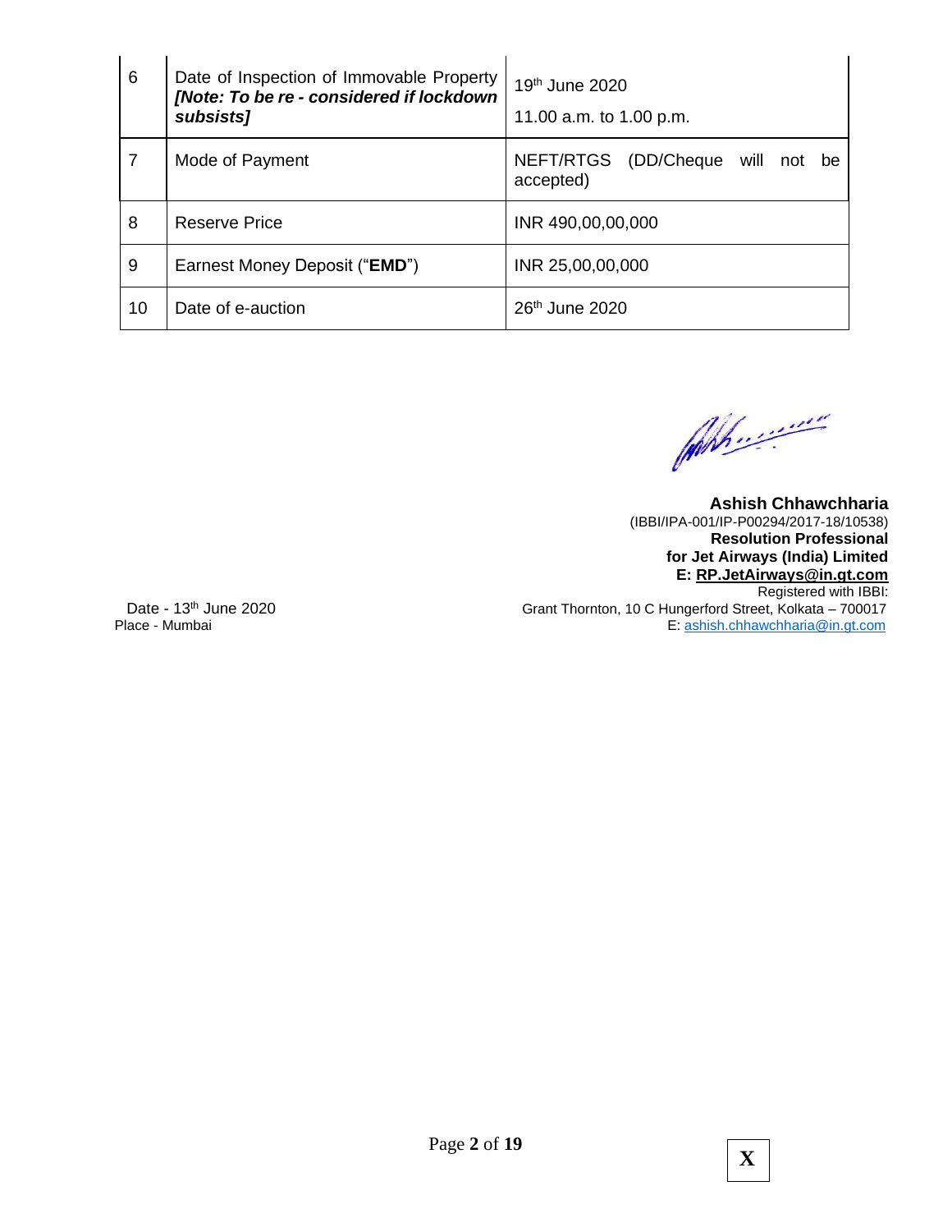| 6 | Date of Inspection of Immovable Property ***[Note: To be re - considered if lockdown subsists]*** | 19th June 2020<br>11.00 a.m. to 1.00 p.m. |
|---|---|---|
| 7 | Mode of Payment | NEFT/RTGS (DD/Cheque will not be accepted) |
| 8 | Reserve Price | INR 490,00,00,000 |
| 9 | Earnest Money Deposit ("**EMD**") | INR 25,00,00,000 |
| 10 | Date of e-auction | 26th June 2020 |

**Ashish Chhawchharia**
(IBBI/IPA-001/IP-P00294/2017-18/10538)
**Resolution Professional**
**for Jet Airways (India) Limited**
**E: RP.JetAirways@in.gt.com**
Registered with IBBI:
Grant Thornton, 10 C Hungerford Street, Kolkata – 700017
E: ashish.chhawchharia@in.gt.com

Date - 13th June 2020
Place - Mumbai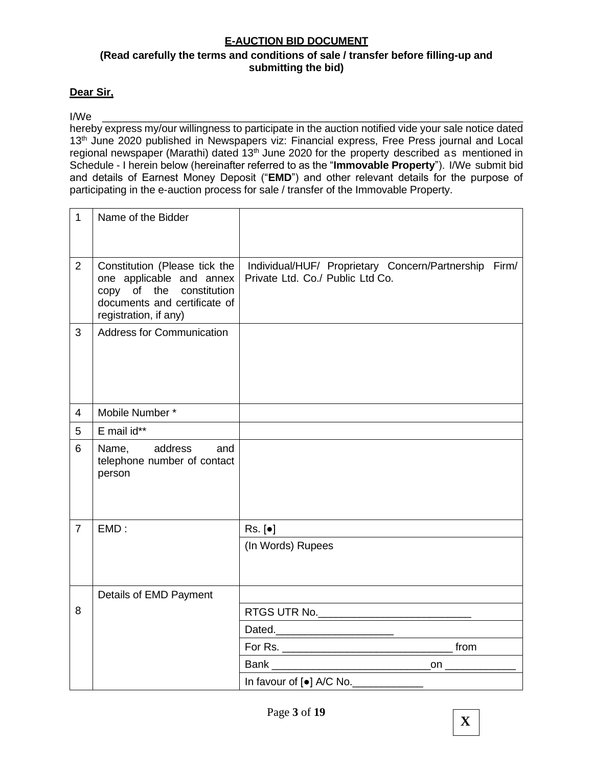# **E-AUCTION BID DOCUMENT**

**(Read carefully the terms and conditions of sale / transfer before filling-up and submitting the bid)**

**Dear Sir,**

I/We ________________________________________________________________________ hereby express my/our willingness to participate in the auction notified vide your sale notice dated 13th June 2020 published in Newspapers viz: Financial express, Free Press journal and Local regional newspaper (Marathi) dated 13th June 2020 for the property described as mentioned in Schedule - I herein below (hereinafter referred to as the "**Immovable Property**"). I/We submit bid and details of Earnest Money Deposit ("**EMD**") and other relevant details for the purpose of participating in the e-auction process for sale / transfer of the Immovable Property.

| | | |
|---|---|---|
| 1 | Name of the Bidder | |
| 2 | Constitution (Please tick the one applicable and annex copy of the constitution documents and certificate of registration, if any) | Individual/HUF/ Proprietary Concern/Partnership Firm/ Private Ltd. Co./ Public Ltd Co. |
| 3 | Address for Communication | |
| 4 | Mobile Number * | |
| 5 | E mail id** | |
| 6 | Name, address and telephone number of contact person | |
| 7 | EMD : | Rs. [●] |
| | | (In Words) Rupees |
| 8 | Details of EMD Payment | |
| | | RTGS UTR No.__________________________ |
| | | Dated.___________________ |
| | | For Rs. _____________________________ from |
| | | Bank ___________________________on ____________ |
| | | In favour of [●] A/C No.____________ |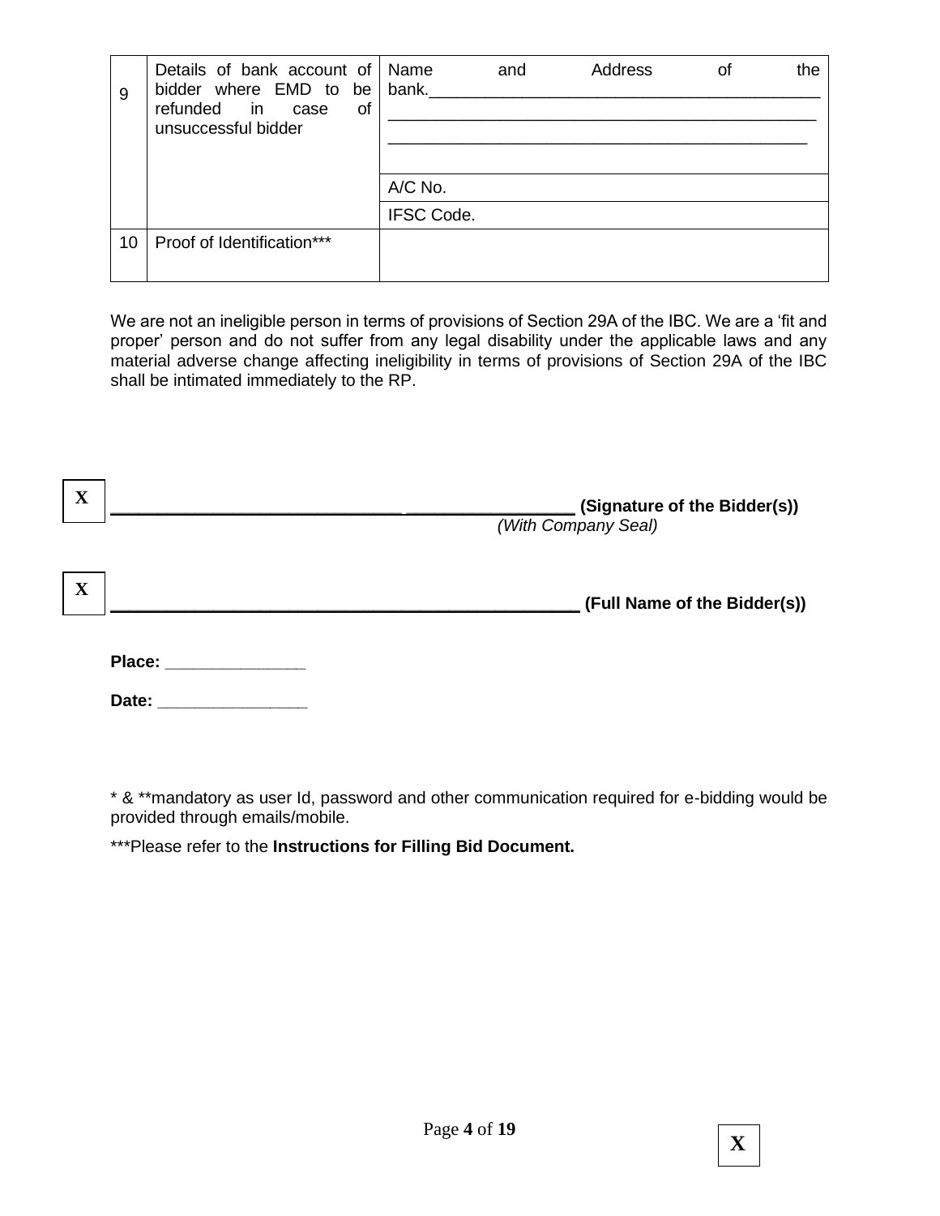| 9 | Details of bank account of bidder where EMD to be refunded in case of unsuccessful bidder | Name and Address of the bank.____________________________________________ ____________________________________________ ____________________________________________ |
|---|---|---|
| | | A/C No. |
| | | IFSC Code. |
| 10 | Proof of Identification*** | |

We are not an ineligible person in terms of provisions of Section 29A of the IBC. We are a 'fit and proper' person and do not suffer from any legal disability under the applicable laws and any material adverse change affecting ineligibility in terms of provisions of Section 29A of the IBC shall be intimated immediately to the RP.

X ________________________________ __________________ **(Signature of the Bidder(s))**
*(With Company Seal)*

X ____________________________________________________ **(Full Name of the Bidder(s))**

**Place:** _______________

**Date:** ________________

* & **mandatory as user Id, password and other communication required for e-bidding would be provided through emails/mobile.

***Please refer to the **Instructions for Filling Bid Document.**

X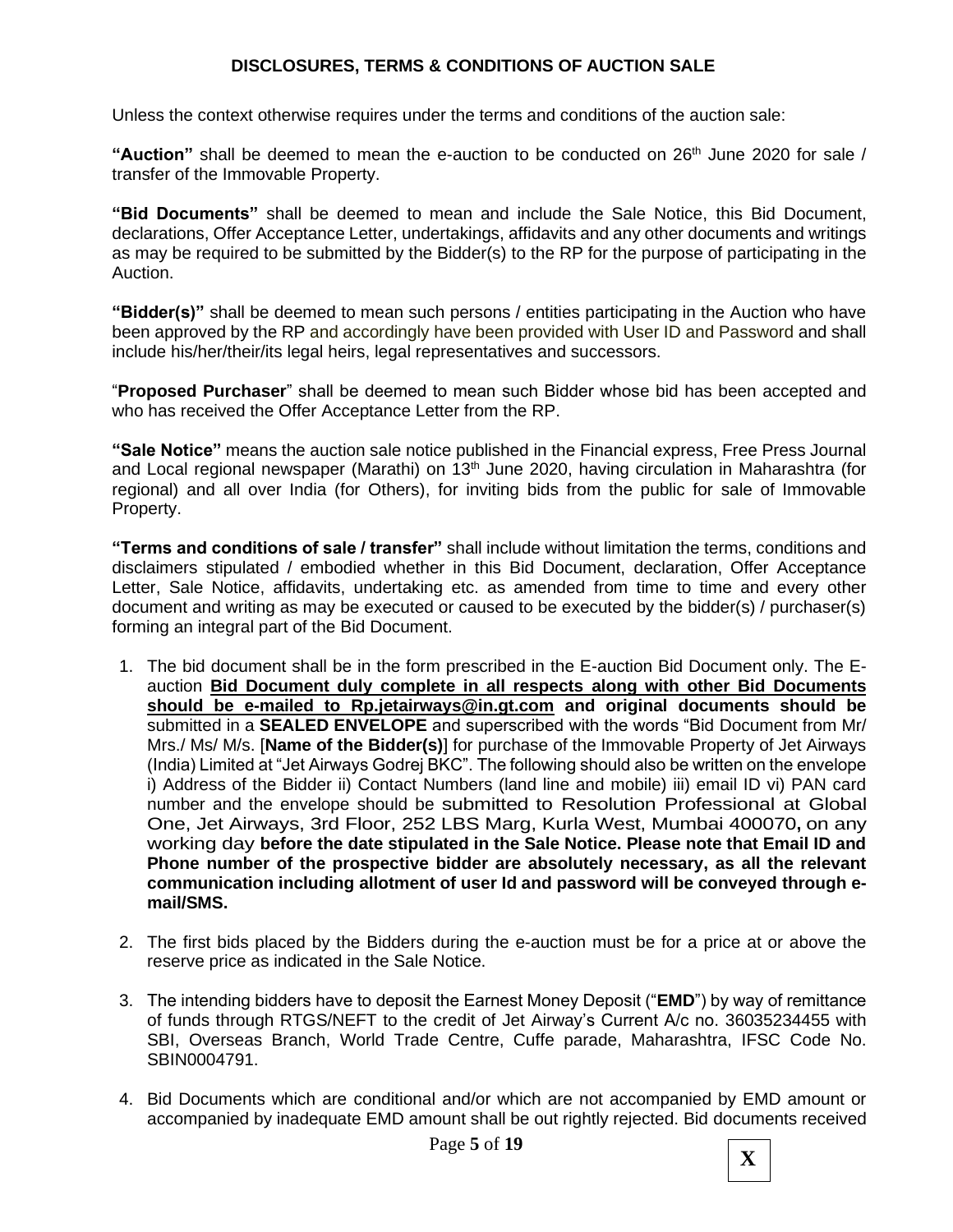## DISCLOSURES, TERMS & CONDITIONS OF AUCTION SALE

Unless the context otherwise requires under the terms and conditions of the auction sale:

**"Auction"** shall be deemed to mean the e-auction to be conducted on 26th June 2020 for sale / transfer of the Immovable Property.

**"Bid Documents"** shall be deemed to mean and include the Sale Notice, this Bid Document, declarations, Offer Acceptance Letter, undertakings, affidavits and any other documents and writings as may be required to be submitted by the Bidder(s) to the RP for the purpose of participating in the Auction.

**"Bidder(s)"** shall be deemed to mean such persons / entities participating in the Auction who have been approved by the RP and accordingly have been provided with User ID and Password and shall include his/her/their/its legal heirs, legal representatives and successors.

"**Proposed Purchaser**" shall be deemed to mean such Bidder whose bid has been accepted and who has received the Offer Acceptance Letter from the RP.

**"Sale Notice"** means the auction sale notice published in the Financial express, Free Press Journal and Local regional newspaper (Marathi) on 13th June 2020, having circulation in Maharashtra (for regional) and all over India (for Others), for inviting bids from the public for sale of Immovable Property.

**"Terms and conditions of sale / transfer"** shall include without limitation the terms, conditions and disclaimers stipulated / embodied whether in this Bid Document, declaration, Offer Acceptance Letter, Sale Notice, affidavits, undertaking etc. as amended from time to time and every other document and writing as may be executed or caused to be executed by the bidder(s) / purchaser(s) forming an integral part of the Bid Document.

1. The bid document shall be in the form prescribed in the E-auction Bid Document only. The E-auction **Bid Document duly complete in all respects along with other Bid Documents should be e-mailed to Rp.jetairways@in.gt.com and original documents should be** submitted in a **SEALED ENVELOPE** and superscribed with the words "Bid Document from Mr/ Mrs./ Ms/ M/s. [**Name of the Bidder(s)**] for purchase of the Immovable Property of Jet Airways (India) Limited at "Jet Airways Godrej BKC". The following should also be written on the envelope i) Address of the Bidder ii) Contact Numbers (land line and mobile) iii) email ID vi) PAN card number and the envelope should be submitted to Resolution Professional at Global One, Jet Airways, 3rd Floor, 252 LBS Marg, Kurla West, Mumbai 400070**,** on any working day **before the date stipulated in the Sale Notice. Please note that Email ID and Phone number of the prospective bidder are absolutely necessary, as all the relevant communication including allotment of user Id and password will be conveyed through e-mail/SMS.**

2. The first bids placed by the Bidders during the e-auction must be for a price at or above the reserve price as indicated in the Sale Notice.

3. The intending bidders have to deposit the Earnest Money Deposit ("**EMD**") by way of remittance of funds through RTGS/NEFT to the credit of Jet Airway's Current A/c no. 36035234455 with SBI, Overseas Branch, World Trade Centre, Cuffe parade, Maharashtra, IFSC Code No. SBIN0004791.

4. Bid Documents which are conditional and/or which are not accompanied by EMD amount or accompanied by inadequate EMD amount shall be out rightly rejected. Bid documents received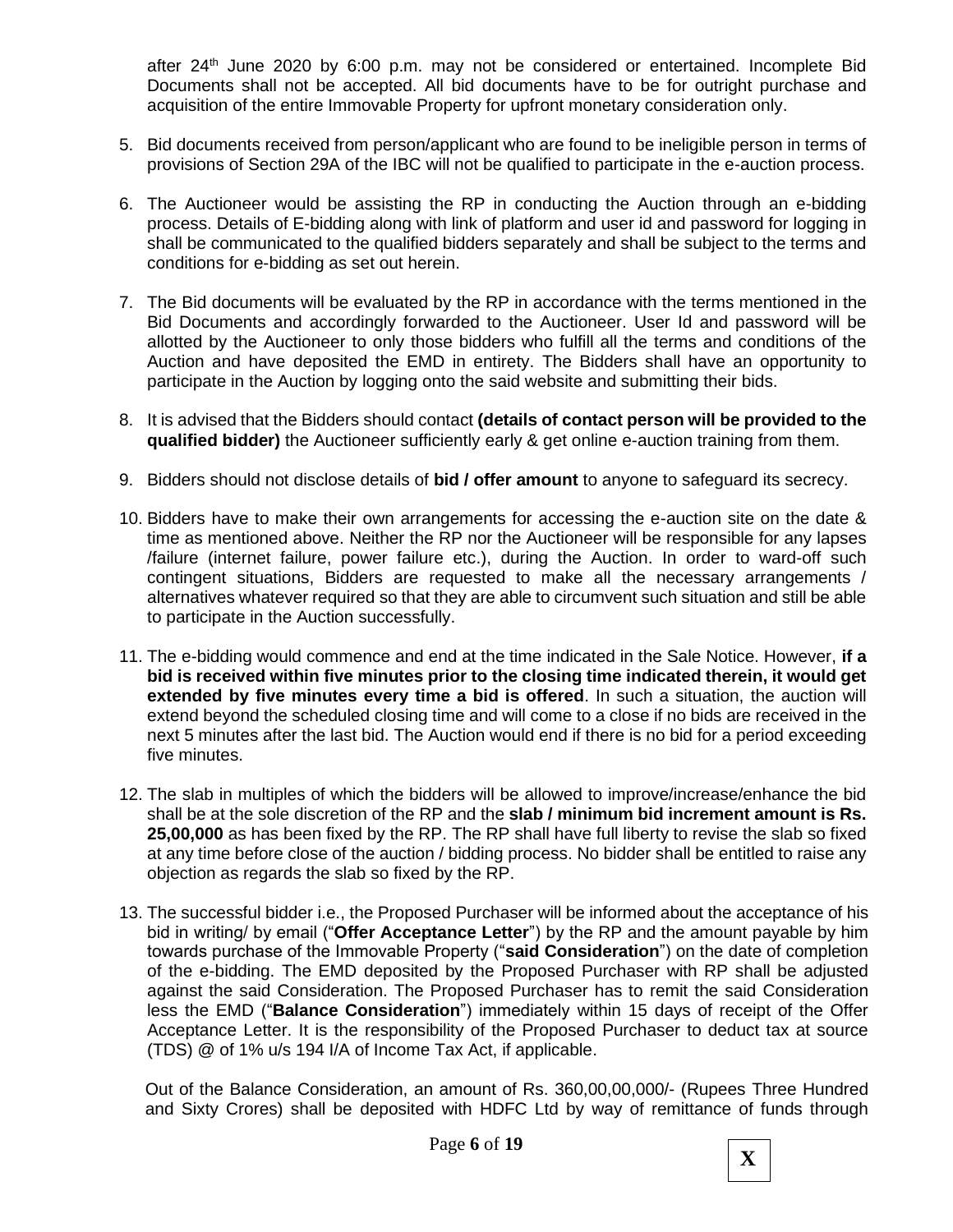after 24th June 2020 by 6:00 p.m. may not be considered or entertained. Incomplete Bid Documents shall not be accepted. All bid documents have to be for outright purchase and acquisition of the entire Immovable Property for upfront monetary consideration only.

5. Bid documents received from person/applicant who are found to be ineligible person in terms of provisions of Section 29A of the IBC will not be qualified to participate in the e-auction process.

6. The Auctioneer would be assisting the RP in conducting the Auction through an e-bidding process. Details of E-bidding along with link of platform and user id and password for logging in shall be communicated to the qualified bidders separately and shall be subject to the terms and conditions for e-bidding as set out herein.

7. The Bid documents will be evaluated by the RP in accordance with the terms mentioned in the Bid Documents and accordingly forwarded to the Auctioneer. User Id and password will be allotted by the Auctioneer to only those bidders who fulfill all the terms and conditions of the Auction and have deposited the EMD in entirety. The Bidders shall have an opportunity to participate in the Auction by logging onto the said website and submitting their bids.

8. It is advised that the Bidders should contact **(details of contact person will be provided to the qualified bidder)** the Auctioneer sufficiently early & get online e-auction training from them.

9. Bidders should not disclose details of **bid / offer amount** to anyone to safeguard its secrecy.

10. Bidders have to make their own arrangements for accessing the e-auction site on the date & time as mentioned above. Neither the RP nor the Auctioneer will be responsible for any lapses /failure (internet failure, power failure etc.), during the Auction. In order to ward-off such contingent situations, Bidders are requested to make all the necessary arrangements / alternatives whatever required so that they are able to circumvent such situation and still be able to participate in the Auction successfully.

11. The e-bidding would commence and end at the time indicated in the Sale Notice. However, **if a bid is received within five minutes prior to the closing time indicated therein, it would get extended by five minutes every time a bid is offered**. In such a situation, the auction will extend beyond the scheduled closing time and will come to a close if no bids are received in the next 5 minutes after the last bid. The Auction would end if there is no bid for a period exceeding five minutes.

12. The slab in multiples of which the bidders will be allowed to improve/increase/enhance the bid shall be at the sole discretion of the RP and the **slab / minimum bid increment amount is Rs. 25,00,000** as has been fixed by the RP. The RP shall have full liberty to revise the slab so fixed at any time before close of the auction / bidding process. No bidder shall be entitled to raise any objection as regards the slab so fixed by the RP.

13. The successful bidder i.e., the Proposed Purchaser will be informed about the acceptance of his bid in writing/ by email ("**Offer Acceptance Letter**") by the RP and the amount payable by him towards purchase of the Immovable Property ("**said Consideration**") on the date of completion of the e-bidding. The EMD deposited by the Proposed Purchaser with RP shall be adjusted against the said Consideration. The Proposed Purchaser has to remit the said Consideration less the EMD ("**Balance Consideration**") immediately within 15 days of receipt of the Offer Acceptance Letter. It is the responsibility of the Proposed Purchaser to deduct tax at source (TDS) @ of 1% u/s 194 I/A of Income Tax Act, if applicable.

    Out of the Balance Consideration, an amount of Rs. 360,00,00,000/- (Rupees Three Hundred and Sixty Crores) shall be deposited with HDFC Ltd by way of remittance of funds through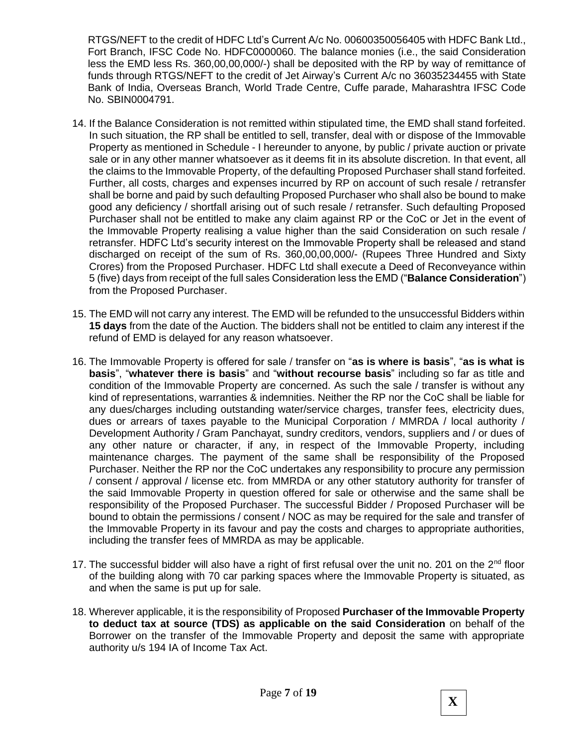RTGS/NEFT to the credit of HDFC Ltd's Current A/c No. 00600350056405 with HDFC Bank Ltd., Fort Branch, IFSC Code No. HDFC0000060. The balance monies (i.e., the said Consideration less the EMD less Rs. 360,00,00,000/-) shall be deposited with the RP by way of remittance of funds through RTGS/NEFT to the credit of Jet Airway's Current A/c no 36035234455 with State Bank of India, Overseas Branch, World Trade Centre, Cuffe parade, Maharashtra IFSC Code No. SBIN0004791.

14. If the Balance Consideration is not remitted within stipulated time, the EMD shall stand forfeited. In such situation, the RP shall be entitled to sell, transfer, deal with or dispose of the Immovable Property as mentioned in Schedule - I hereunder to anyone, by public / private auction or private sale or in any other manner whatsoever as it deems fit in its absolute discretion. In that event, all the claims to the Immovable Property, of the defaulting Proposed Purchaser shall stand forfeited. Further, all costs, charges and expenses incurred by RP on account of such resale / retransfer shall be borne and paid by such defaulting Proposed Purchaser who shall also be bound to make good any deficiency / shortfall arising out of such resale / retransfer. Such defaulting Proposed Purchaser shall not be entitled to make any claim against RP or the CoC or Jet in the event of the Immovable Property realising a value higher than the said Consideration on such resale / retransfer. HDFC Ltd's security interest on the Immovable Property shall be released and stand discharged on receipt of the sum of Rs. 360,00,00,000/- (Rupees Three Hundred and Sixty Crores) from the Proposed Purchaser. HDFC Ltd shall execute a Deed of Reconveyance within 5 (five) days from receipt of the full sales Consideration less the EMD ("**Balance Consideration**") from the Proposed Purchaser.

15. The EMD will not carry any interest. The EMD will be refunded to the unsuccessful Bidders within **15 days** from the date of the Auction. The bidders shall not be entitled to claim any interest if the refund of EMD is delayed for any reason whatsoever.

16. The Immovable Property is offered for sale / transfer on "**as is where is basis**", "**as is what is basis**", "**whatever there is basis**" and "**without recourse basis**" including so far as title and condition of the Immovable Property are concerned. As such the sale / transfer is without any kind of representations, warranties & indemnities. Neither the RP nor the CoC shall be liable for any dues/charges including outstanding water/service charges, transfer fees, electricity dues, dues or arrears of taxes payable to the Municipal Corporation / MMRDA / local authority / Development Authority / Gram Panchayat, sundry creditors, vendors, suppliers and / or dues of any other nature or character, if any, in respect of the Immovable Property, including maintenance charges. The payment of the same shall be responsibility of the Proposed Purchaser. Neither the RP nor the CoC undertakes any responsibility to procure any permission / consent / approval / license etc. from MMRDA or any other statutory authority for transfer of the said Immovable Property in question offered for sale or otherwise and the same shall be responsibility of the Proposed Purchaser. The successful Bidder / Proposed Purchaser will be bound to obtain the permissions / consent / NOC as may be required for the sale and transfer of the Immovable Property in its favour and pay the costs and charges to appropriate authorities, including the transfer fees of MMRDA as may be applicable.

17. The successful bidder will also have a right of first refusal over the unit no. 201 on the 2nd floor of the building along with 70 car parking spaces where the Immovable Property is situated, as and when the same is put up for sale.

18. Wherever applicable, it is the responsibility of Proposed **Purchaser of the Immovable Property to deduct tax at source (TDS) as applicable on the said Consideration** on behalf of the Borrower on the transfer of the Immovable Property and deposit the same with appropriate authority u/s 194 IA of Income Tax Act.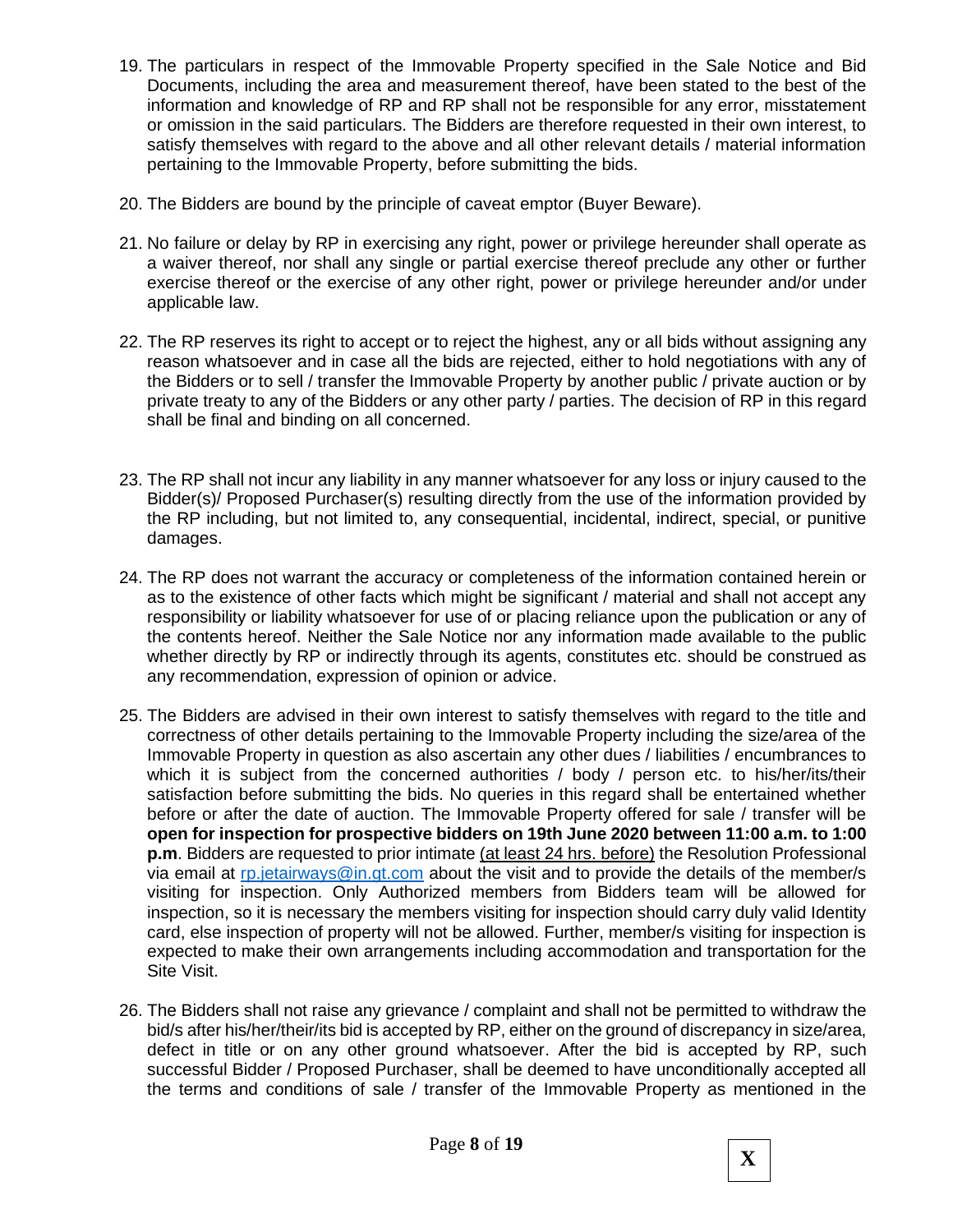19. The particulars in respect of the Immovable Property specified in the Sale Notice and Bid Documents, including the area and measurement thereof, have been stated to the best of the information and knowledge of RP and RP shall not be responsible for any error, misstatement or omission in the said particulars. The Bidders are therefore requested in their own interest, to satisfy themselves with regard to the above and all other relevant details / material information pertaining to the Immovable Property, before submitting the bids.

20. The Bidders are bound by the principle of caveat emptor (Buyer Beware).

21. No failure or delay by RP in exercising any right, power or privilege hereunder shall operate as a waiver thereof, nor shall any single or partial exercise thereof preclude any other or further exercise thereof or the exercise of any other right, power or privilege hereunder and/or under applicable law.

22. The RP reserves its right to accept or to reject the highest, any or all bids without assigning any reason whatsoever and in case all the bids are rejected, either to hold negotiations with any of the Bidders or to sell / transfer the Immovable Property by another public / private auction or by private treaty to any of the Bidders or any other party / parties. The decision of RP in this regard shall be final and binding on all concerned.

23. The RP shall not incur any liability in any manner whatsoever for any loss or injury caused to the Bidder(s)/ Proposed Purchaser(s) resulting directly from the use of the information provided by the RP including, but not limited to, any consequential, incidental, indirect, special, or punitive damages.

24. The RP does not warrant the accuracy or completeness of the information contained herein or as to the existence of other facts which might be significant / material and shall not accept any responsibility or liability whatsoever for use of or placing reliance upon the publication or any of the contents hereof. Neither the Sale Notice nor any information made available to the public whether directly by RP or indirectly through its agents, constitutes etc. should be construed as any recommendation, expression of opinion or advice.

25. The Bidders are advised in their own interest to satisfy themselves with regard to the title and correctness of other details pertaining to the Immovable Property including the size/area of the Immovable Property in question as also ascertain any other dues / liabilities / encumbrances to which it is subject from the concerned authorities / body / person etc. to his/her/its/their satisfaction before submitting the bids. No queries in this regard shall be entertained whether before or after the date of auction. The Immovable Property offered for sale / transfer will be **open for inspection for prospective bidders on 19th June 2020 between 11:00 a.m. to 1:00 p.m**. Bidders are requested to prior intimate (at least 24 hrs. before) the Resolution Professional via email at rp.jetairways@in.gt.com about the visit and to provide the details of the member/s visiting for inspection. Only Authorized members from Bidders team will be allowed for inspection, so it is necessary the members visiting for inspection should carry duly valid Identity card, else inspection of property will not be allowed. Further, member/s visiting for inspection is expected to make their own arrangements including accommodation and transportation for the Site Visit.

26. The Bidders shall not raise any grievance / complaint and shall not be permitted to withdraw the bid/s after his/her/their/its bid is accepted by RP, either on the ground of discrepancy in size/area, defect in title or on any other ground whatsoever. After the bid is accepted by RP, such successful Bidder / Proposed Purchaser, shall be deemed to have unconditionally accepted all the terms and conditions of sale / transfer of the Immovable Property as mentioned in the

X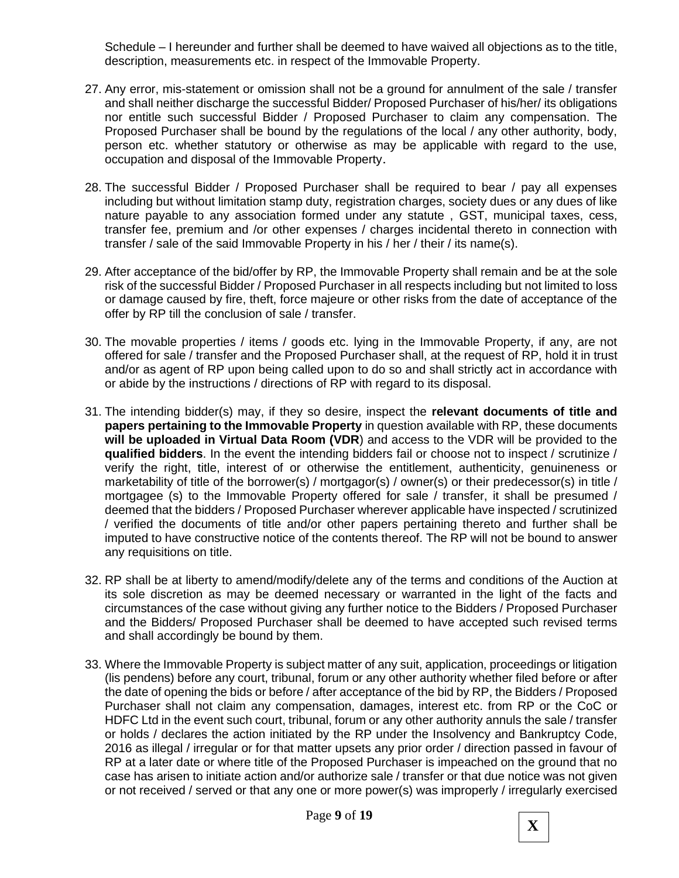Schedule – I hereunder and further shall be deemed to have waived all objections as to the title, description, measurements etc. in respect of the Immovable Property.

27. Any error, mis-statement or omission shall not be a ground for annulment of the sale / transfer and shall neither discharge the successful Bidder/ Proposed Purchaser of his/her/ its obligations nor entitle such successful Bidder / Proposed Purchaser to claim any compensation. The Proposed Purchaser shall be bound by the regulations of the local / any other authority, body, person etc. whether statutory or otherwise as may be applicable with regard to the use, occupation and disposal of the Immovable Property.

28. The successful Bidder / Proposed Purchaser shall be required to bear / pay all expenses including but without limitation stamp duty, registration charges, society dues or any dues of like nature payable to any association formed under any statute , GST, municipal taxes, cess, transfer fee, premium and /or other expenses / charges incidental thereto in connection with transfer / sale of the said Immovable Property in his / her / their / its name(s).

29. After acceptance of the bid/offer by RP, the Immovable Property shall remain and be at the sole risk of the successful Bidder / Proposed Purchaser in all respects including but not limited to loss or damage caused by fire, theft, force majeure or other risks from the date of acceptance of the offer by RP till the conclusion of sale / transfer.

30. The movable properties / items / goods etc. lying in the Immovable Property, if any, are not offered for sale / transfer and the Proposed Purchaser shall, at the request of RP, hold it in trust and/or as agent of RP upon being called upon to do so and shall strictly act in accordance with or abide by the instructions / directions of RP with regard to its disposal.

31. The intending bidder(s) may, if they so desire, inspect the **relevant documents of title and papers pertaining to the Immovable Property** in question available with RP, these documents **will be uploaded in Virtual Data Room (VDR**) and access to the VDR will be provided to the **qualified bidders**. In the event the intending bidders fail or choose not to inspect / scrutinize / verify the right, title, interest of or otherwise the entitlement, authenticity, genuineness or marketability of title of the borrower(s) / mortgagor(s) / owner(s) or their predecessor(s) in title / mortgagee (s) to the Immovable Property offered for sale / transfer, it shall be presumed / deemed that the bidders / Proposed Purchaser wherever applicable have inspected / scrutinized / verified the documents of title and/or other papers pertaining thereto and further shall be imputed to have constructive notice of the contents thereof. The RP will not be bound to answer any requisitions on title.

32. RP shall be at liberty to amend/modify/delete any of the terms and conditions of the Auction at its sole discretion as may be deemed necessary or warranted in the light of the facts and circumstances of the case without giving any further notice to the Bidders / Proposed Purchaser and the Bidders/ Proposed Purchaser shall be deemed to have accepted such revised terms and shall accordingly be bound by them.

33. Where the Immovable Property is subject matter of any suit, application, proceedings or litigation (lis pendens) before any court, tribunal, forum or any other authority whether filed before or after the date of opening the bids or before / after acceptance of the bid by RP, the Bidders / Proposed Purchaser shall not claim any compensation, damages, interest etc. from RP or the CoC or HDFC Ltd in the event such court, tribunal, forum or any other authority annuls the sale / transfer or holds / declares the action initiated by the RP under the Insolvency and Bankruptcy Code, 2016 as illegal / irregular or for that matter upsets any prior order / direction passed in favour of RP at a later date or where title of the Proposed Purchaser is impeached on the ground that no case has arisen to initiate action and/or authorize sale / transfer or that due notice was not given or not received / served or that any one or more power(s) was improperly / irregularly exercised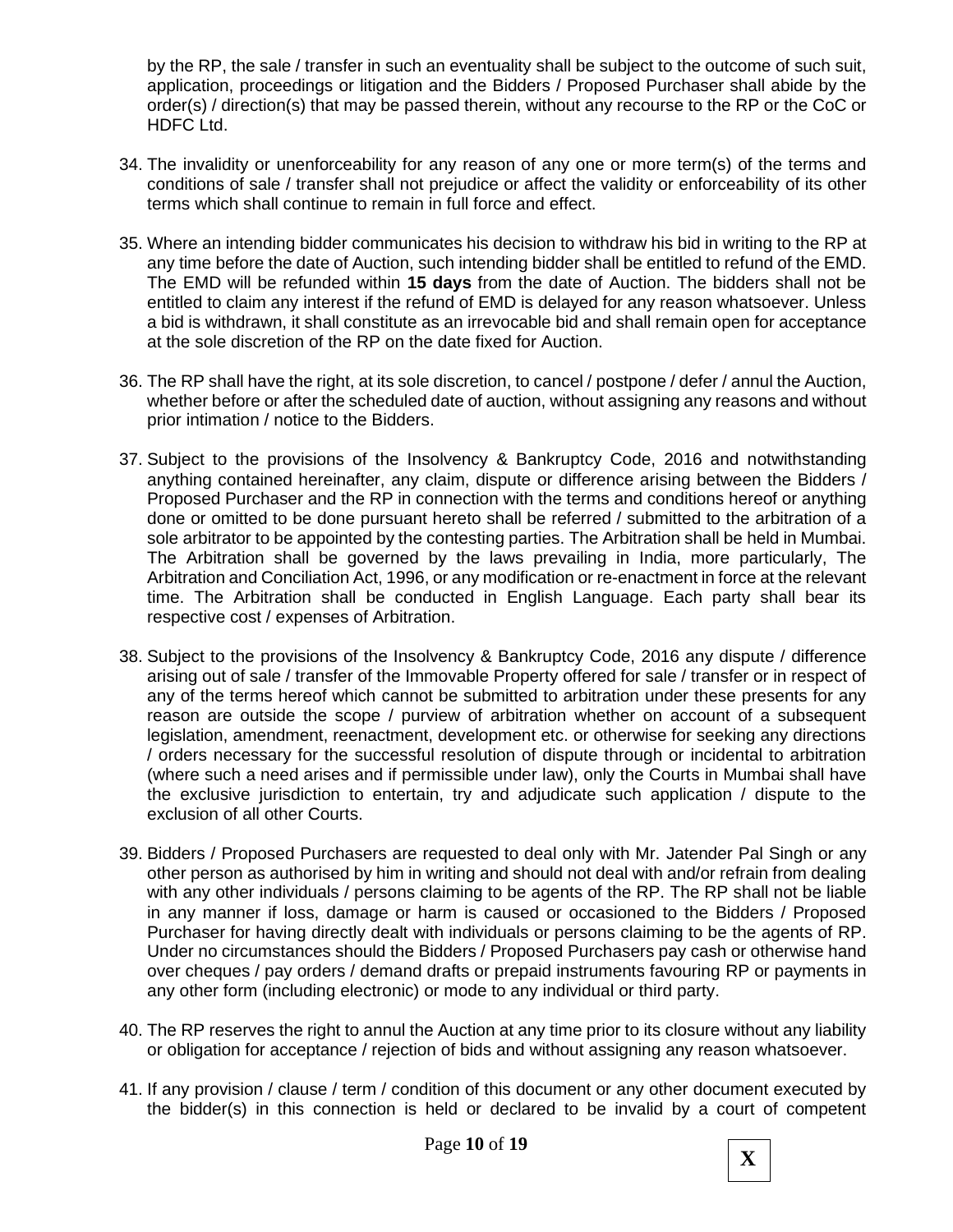by the RP, the sale / transfer in such an eventuality shall be subject to the outcome of such suit, application, proceedings or litigation and the Bidders / Proposed Purchaser shall abide by the order(s) / direction(s) that may be passed therein, without any recourse to the RP or the CoC or HDFC Ltd.

34. The invalidity or unenforceability for any reason of any one or more term(s) of the terms and conditions of sale / transfer shall not prejudice or affect the validity or enforceability of its other terms which shall continue to remain in full force and effect.

35. Where an intending bidder communicates his decision to withdraw his bid in writing to the RP at any time before the date of Auction, such intending bidder shall be entitled to refund of the EMD. The EMD will be refunded within **15 days** from the date of Auction. The bidders shall not be entitled to claim any interest if the refund of EMD is delayed for any reason whatsoever. Unless a bid is withdrawn, it shall constitute as an irrevocable bid and shall remain open for acceptance at the sole discretion of the RP on the date fixed for Auction.

36. The RP shall have the right, at its sole discretion, to cancel / postpone / defer / annul the Auction, whether before or after the scheduled date of auction, without assigning any reasons and without prior intimation / notice to the Bidders.

37. Subject to the provisions of the Insolvency & Bankruptcy Code, 2016 and notwithstanding anything contained hereinafter, any claim, dispute or difference arising between the Bidders / Proposed Purchaser and the RP in connection with the terms and conditions hereof or anything done or omitted to be done pursuant hereto shall be referred / submitted to the arbitration of a sole arbitrator to be appointed by the contesting parties. The Arbitration shall be held in Mumbai. The Arbitration shall be governed by the laws prevailing in India, more particularly, The Arbitration and Conciliation Act, 1996, or any modification or re-enactment in force at the relevant time. The Arbitration shall be conducted in English Language. Each party shall bear its respective cost / expenses of Arbitration.

38. Subject to the provisions of the Insolvency & Bankruptcy Code, 2016 any dispute / difference arising out of sale / transfer of the Immovable Property offered for sale / transfer or in respect of any of the terms hereof which cannot be submitted to arbitration under these presents for any reason are outside the scope / purview of arbitration whether on account of a subsequent legislation, amendment, reenactment, development etc. or otherwise for seeking any directions / orders necessary for the successful resolution of dispute through or incidental to arbitration (where such a need arises and if permissible under law), only the Courts in Mumbai shall have the exclusive jurisdiction to entertain, try and adjudicate such application / dispute to the exclusion of all other Courts.

39. Bidders / Proposed Purchasers are requested to deal only with Mr. Jatender Pal Singh or any other person as authorised by him in writing and should not deal with and/or refrain from dealing with any other individuals / persons claiming to be agents of the RP. The RP shall not be liable in any manner if loss, damage or harm is caused or occasioned to the Bidders / Proposed Purchaser for having directly dealt with individuals or persons claiming to be the agents of RP. Under no circumstances should the Bidders / Proposed Purchasers pay cash or otherwise hand over cheques / pay orders / demand drafts or prepaid instruments favouring RP or payments in any other form (including electronic) or mode to any individual or third party.

40. The RP reserves the right to annul the Auction at any time prior to its closure without any liability or obligation for acceptance / rejection of bids and without assigning any reason whatsoever.

41. If any provision / clause / term / condition of this document or any other document executed by the bidder(s) in this connection is held or declared to be invalid by a court of competent

**X**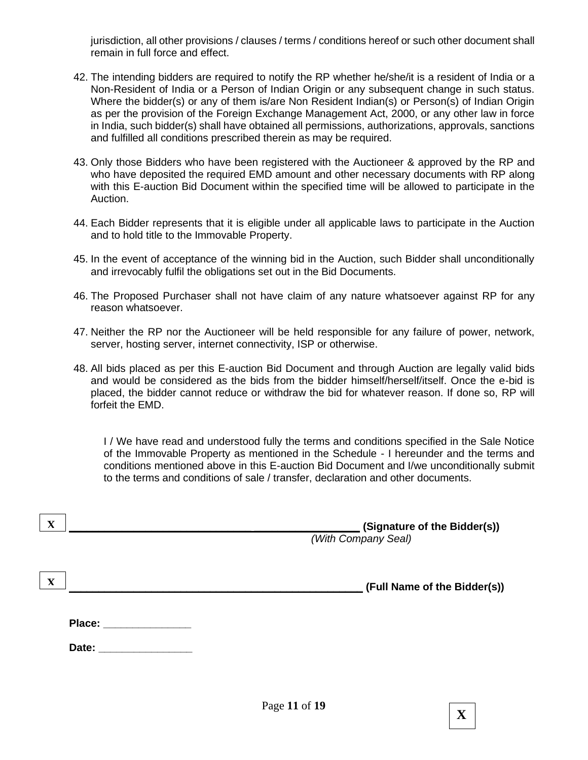jurisdiction, all other provisions / clauses / terms / conditions hereof or such other document shall remain in full force and effect.

42. The intending bidders are required to notify the RP whether he/she/it is a resident of India or a Non-Resident of India or a Person of Indian Origin or any subsequent change in such status. Where the bidder(s) or any of them is/are Non Resident Indian(s) or Person(s) of Indian Origin as per the provision of the Foreign Exchange Management Act, 2000, or any other law in force in India, such bidder(s) shall have obtained all permissions, authorizations, approvals, sanctions and fulfilled all conditions prescribed therein as may be required.

43. Only those Bidders who have been registered with the Auctioneer & approved by the RP and who have deposited the required EMD amount and other necessary documents with RP along with this E-auction Bid Document within the specified time will be allowed to participate in the Auction.

44. Each Bidder represents that it is eligible under all applicable laws to participate in the Auction and to hold title to the Immovable Property.

45. In the event of acceptance of the winning bid in the Auction, such Bidder shall unconditionally and irrevocably fulfil the obligations set out in the Bid Documents.

46. The Proposed Purchaser shall not have claim of any nature whatsoever against RP for any reason whatsoever.

47. Neither the RP nor the Auctioneer will be held responsible for any failure of power, network, server, hosting server, internet connectivity, ISP or otherwise.

48. All bids placed as per this E-auction Bid Document and through Auction are legally valid bids and would be considered as the bids from the bidder himself/herself/itself. Once the e-bid is placed, the bidder cannot reduce or withdraw the bid for whatever reason. If done so, RP will forfeit the EMD.

I / We have read and understood fully the terms and conditions specified in the Sale Notice of the Immovable Property as mentioned in the Schedule - I hereunder and the terms and conditions mentioned above in this E-auction Bid Document and I/we unconditionally submit to the terms and conditions of sale / transfer, declaration and other documents.

X ______________________________________________ **(Signature of the Bidder(s))**
*(With Company Seal)*

X ______________________________________________ **(Full Name of the Bidder(s))**

**Place:** _______________

**Date:** ________________

X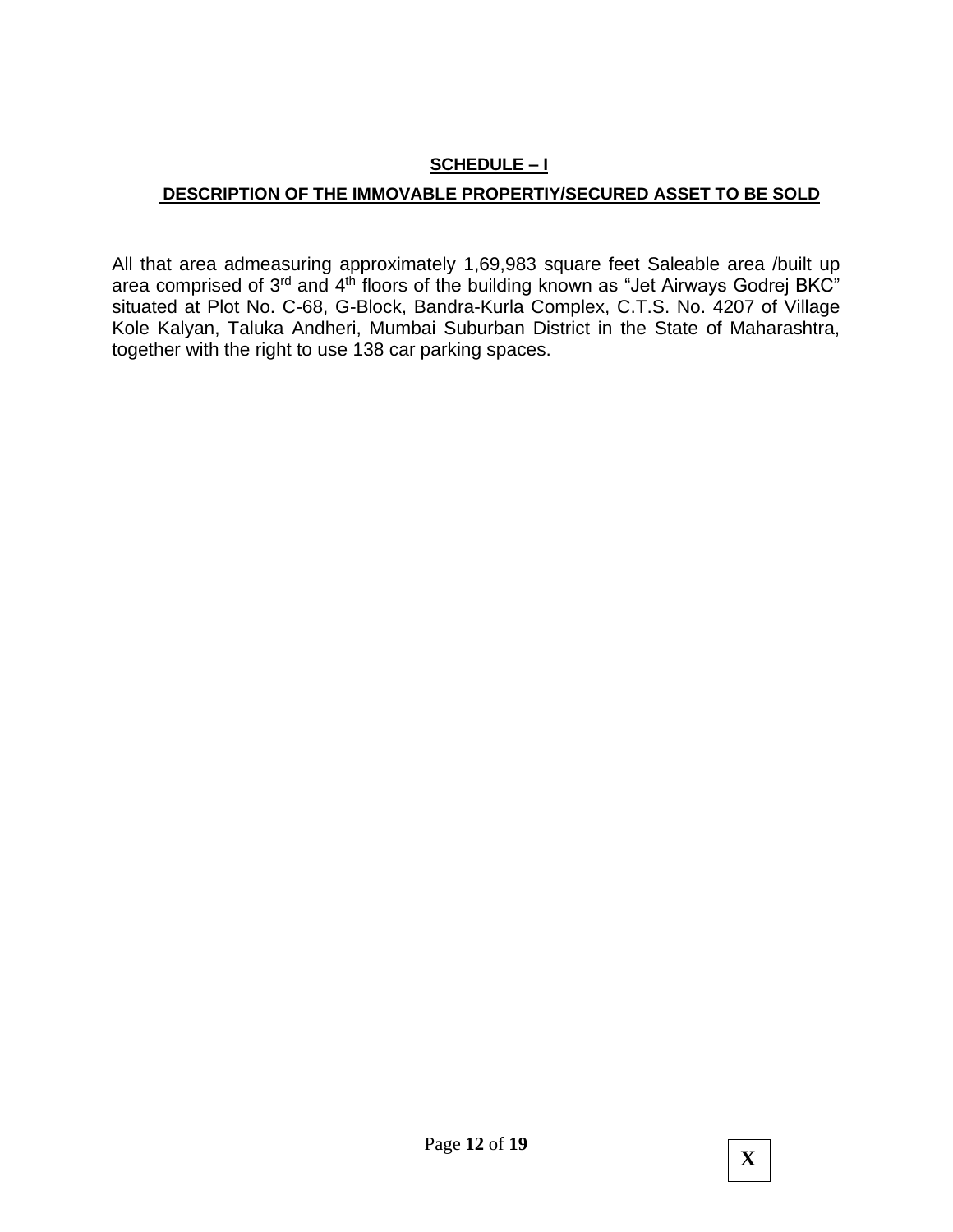## **SCHEDULE – I**

## **DESCRIPTION OF THE IMMOVABLE PROPERTIY/SECURED ASSET TO BE SOLD**

All that area admeasuring approximately 1,69,983 square feet Saleable area /built up area comprised of 3rd and 4th floors of the building known as "Jet Airways Godrej BKC" situated at Plot No. C-68, G-Block, Bandra-Kurla Complex, C.T.S. No. 4207 of Village Kole Kalyan, Taluka Andheri, Mumbai Suburban District in the State of Maharashtra, together with the right to use 138 car parking spaces.

X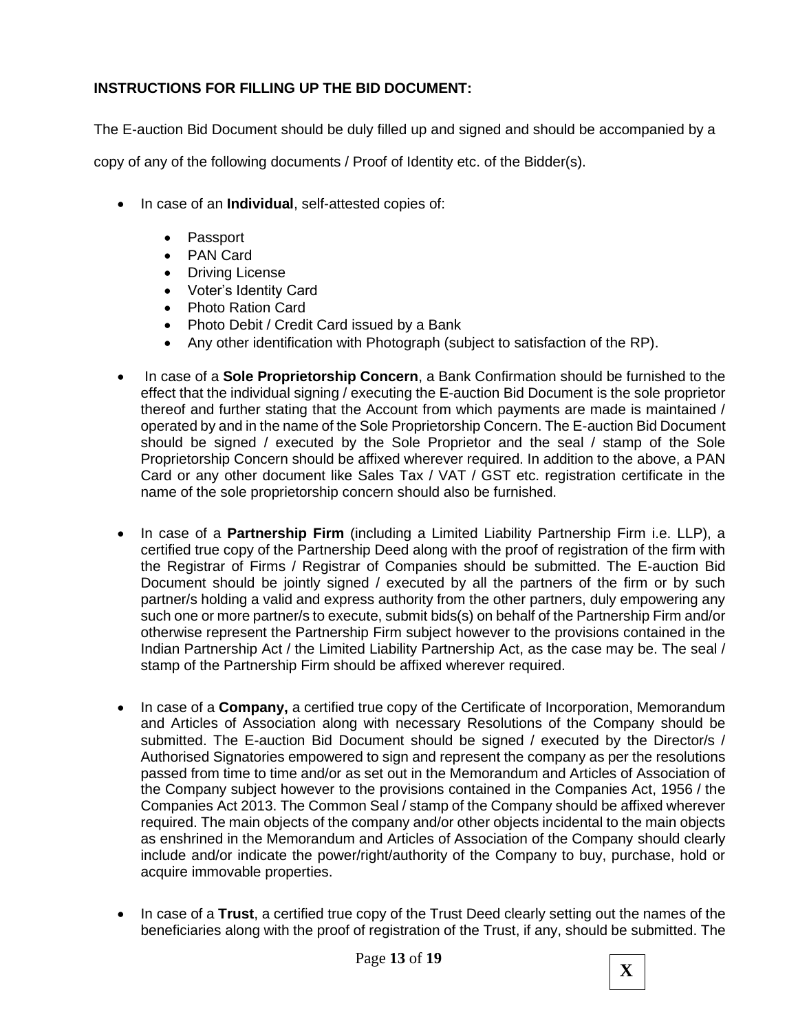**INSTRUCTIONS FOR FILLING UP THE BID DOCUMENT:**

The E-auction Bid Document should be duly filled up and signed and should be accompanied by a copy of any of the following documents / Proof of Identity etc. of the Bidder(s).

- In case of an **Individual**, self-attested copies of:
    - Passport
    - PAN Card
    - Driving License
    - Voter's Identity Card
    - Photo Ration Card
    - Photo Debit / Credit Card issued by a Bank
    - Any other identification with Photograph (subject to satisfaction of the RP).

- In case of a **Sole Proprietorship Concern**, a Bank Confirmation should be furnished to the effect that the individual signing / executing the E-auction Bid Document is the sole proprietor thereof and further stating that the Account from which payments are made is maintained / operated by and in the name of the Sole Proprietorship Concern. The E-auction Bid Document should be signed / executed by the Sole Proprietor and the seal / stamp of the Sole Proprietorship Concern should be affixed wherever required. In addition to the above, a PAN Card or any other document like Sales Tax / VAT / GST etc. registration certificate in the name of the sole proprietorship concern should also be furnished.

- In case of a **Partnership Firm** (including a Limited Liability Partnership Firm i.e. LLP), a certified true copy of the Partnership Deed along with the proof of registration of the firm with the Registrar of Firms / Registrar of Companies should be submitted. The E-auction Bid Document should be jointly signed / executed by all the partners of the firm or by such partner/s holding a valid and express authority from the other partners, duly empowering any such one or more partner/s to execute, submit bids(s) on behalf of the Partnership Firm and/or otherwise represent the Partnership Firm subject however to the provisions contained in the Indian Partnership Act / the Limited Liability Partnership Act, as the case may be. The seal / stamp of the Partnership Firm should be affixed wherever required.

- In case of a **Company,** a certified true copy of the Certificate of Incorporation, Memorandum and Articles of Association along with necessary Resolutions of the Company should be submitted. The E-auction Bid Document should be signed / executed by the Director/s / Authorised Signatories empowered to sign and represent the company as per the resolutions passed from time to time and/or as set out in the Memorandum and Articles of Association of the Company subject however to the provisions contained in the Companies Act, 1956 / the Companies Act 2013. The Common Seal / stamp of the Company should be affixed wherever required. The main objects of the company and/or other objects incidental to the main objects as enshrined in the Memorandum and Articles of Association of the Company should clearly include and/or indicate the power/right/authority of the Company to buy, purchase, hold or acquire immovable properties.

- In case of a **Trust**, a certified true copy of the Trust Deed clearly setting out the names of the beneficiaries along with the proof of registration of the Trust, if any, should be submitted. The

X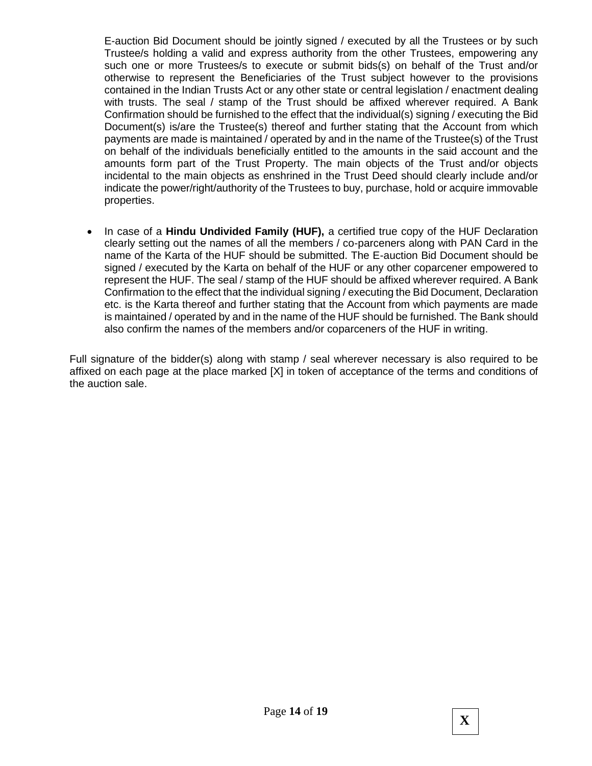E-auction Bid Document should be jointly signed / executed by all the Trustees or by such Trustee/s holding a valid and express authority from the other Trustees, empowering any such one or more Trustees/s to execute or submit bids(s) on behalf of the Trust and/or otherwise to represent the Beneficiaries of the Trust subject however to the provisions contained in the Indian Trusts Act or any other state or central legislation / enactment dealing with trusts. The seal / stamp of the Trust should be affixed wherever required. A Bank Confirmation should be furnished to the effect that the individual(s) signing / executing the Bid Document(s) is/are the Trustee(s) thereof and further stating that the Account from which payments are made is maintained / operated by and in the name of the Trustee(s) of the Trust on behalf of the individuals beneficially entitled to the amounts in the said account and the amounts form part of the Trust Property. The main objects of the Trust and/or objects incidental to the main objects as enshrined in the Trust Deed should clearly include and/or indicate the power/right/authority of the Trustees to buy, purchase, hold or acquire immovable properties.

- In case of a **Hindu Undivided Family (HUF),** a certified true copy of the HUF Declaration clearly setting out the names of all the members / co-parceners along with PAN Card in the name of the Karta of the HUF should be submitted. The E-auction Bid Document should be signed / executed by the Karta on behalf of the HUF or any other coparcener empowered to represent the HUF. The seal / stamp of the HUF should be affixed wherever required. A Bank Confirmation to the effect that the individual signing / executing the Bid Document, Declaration etc. is the Karta thereof and further stating that the Account from which payments are made is maintained / operated by and in the name of the HUF should be furnished. The Bank should also confirm the names of the members and/or coparceners of the HUF in writing.

Full signature of the bidder(s) along with stamp / seal wherever necessary is also required to be affixed on each page at the place marked [X] in token of acceptance of the terms and conditions of the auction sale.

**X**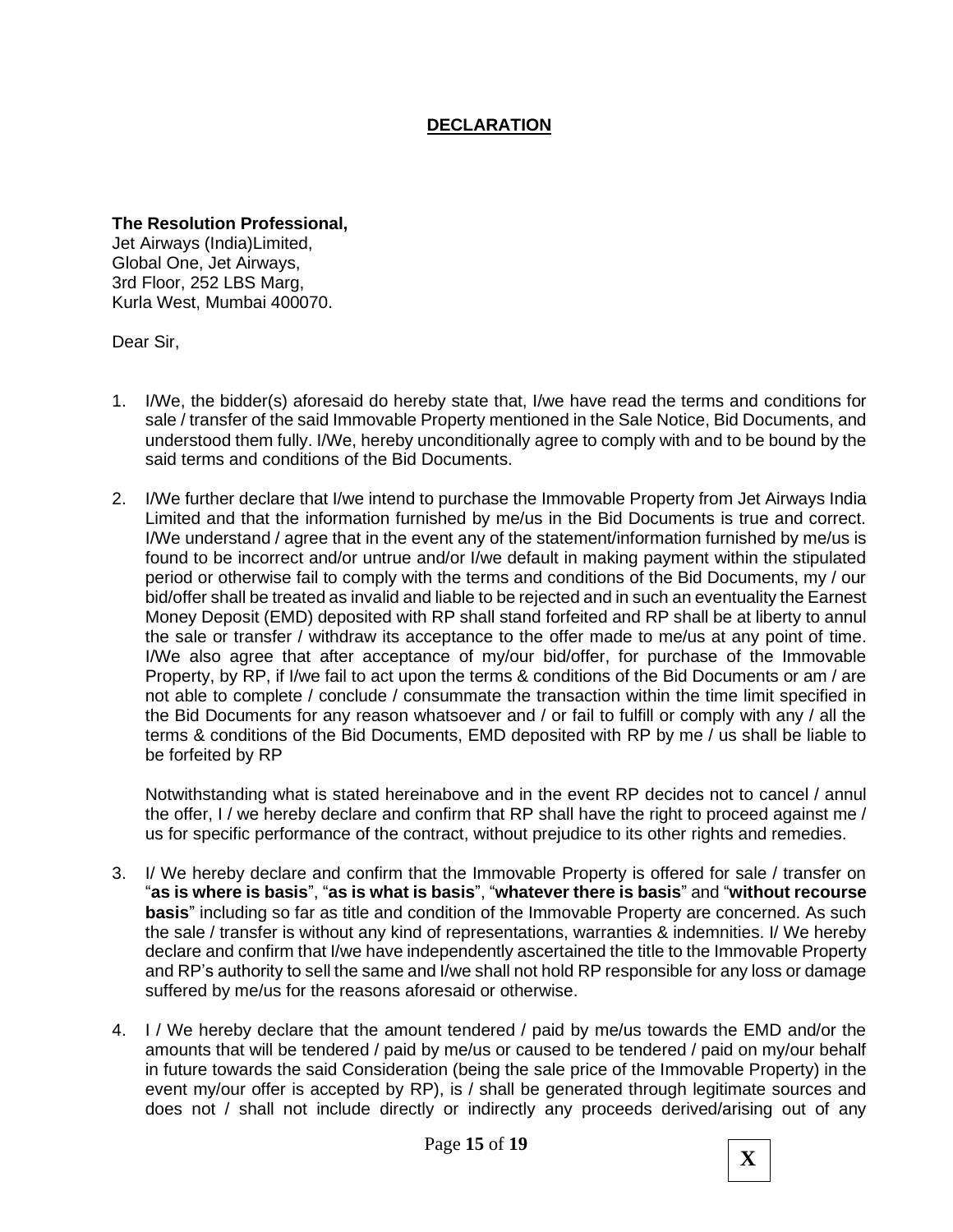## **DECLARATION**

**The Resolution Professional,**
Jet Airways (India)Limited,
Global One, Jet Airways,
3rd Floor, 252 LBS Marg,
Kurla West, Mumbai 400070.

Dear Sir,

1. I/We, the bidder(s) aforesaid do hereby state that, I/we have read the terms and conditions for sale / transfer of the said Immovable Property mentioned in the Sale Notice, Bid Documents, and understood them fully. I/We, hereby unconditionally agree to comply with and to be bound by the said terms and conditions of the Bid Documents.

2. I/We further declare that I/we intend to purchase the Immovable Property from Jet Airways India Limited and that the information furnished by me/us in the Bid Documents is true and correct. I/We understand / agree that in the event any of the statement/information furnished by me/us is found to be incorrect and/or untrue and/or I/we default in making payment within the stipulated period or otherwise fail to comply with the terms and conditions of the Bid Documents, my / our bid/offer shall be treated as invalid and liable to be rejected and in such an eventuality the Earnest Money Deposit (EMD) deposited with RP shall stand forfeited and RP shall be at liberty to annul the sale or transfer / withdraw its acceptance to the offer made to me/us at any point of time. I/We also agree that after acceptance of my/our bid/offer, for purchase of the Immovable Property, by RP, if I/we fail to act upon the terms & conditions of the Bid Documents or am / are not able to complete / conclude / consummate the transaction within the time limit specified in the Bid Documents for any reason whatsoever and / or fail to fulfill or comply with any / all the terms & conditions of the Bid Documents, EMD deposited with RP by me / us shall be liable to be forfeited by RP

   Notwithstanding what is stated hereinabove and in the event RP decides not to cancel / annul the offer, I / we hereby declare and confirm that RP shall have the right to proceed against me / us for specific performance of the contract, without prejudice to its other rights and remedies.

3. I/ We hereby declare and confirm that the Immovable Property is offered for sale / transfer on "**as is where is basis**", "**as is what is basis**", "**whatever there is basis**" and "**without recourse basis**" including so far as title and condition of the Immovable Property are concerned. As such the sale / transfer is without any kind of representations, warranties & indemnities. I/ We hereby declare and confirm that I/we have independently ascertained the title to the Immovable Property and RP's authority to sell the same and I/we shall not hold RP responsible for any loss or damage suffered by me/us for the reasons aforesaid or otherwise.

4. I / We hereby declare that the amount tendered / paid by me/us towards the EMD and/or the amounts that will be tendered / paid by me/us or caused to be tendered / paid on my/our behalf in future towards the said Consideration (being the sale price of the Immovable Property) in the event my/our offer is accepted by RP), is / shall be generated through legitimate sources and does not / shall not include directly or indirectly any proceeds derived/arising out of any

X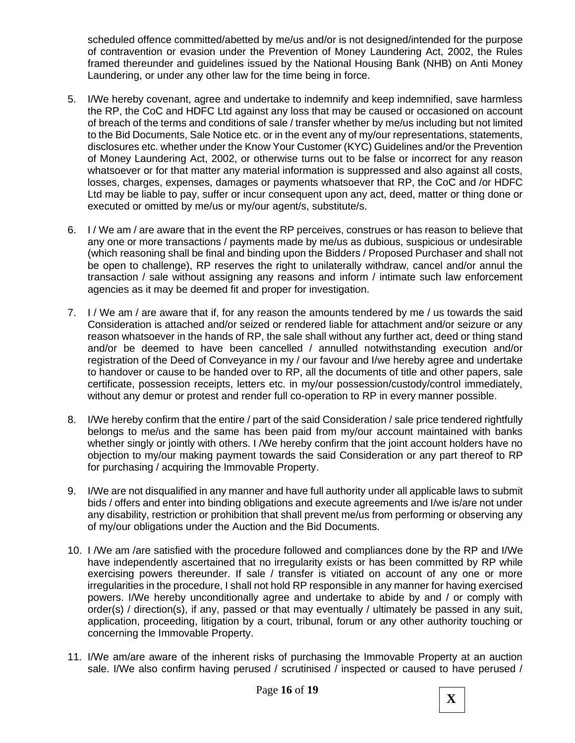scheduled offence committed/abetted by me/us and/or is not designed/intended for the purpose of contravention or evasion under the Prevention of Money Laundering Act, 2002, the Rules framed thereunder and guidelines issued by the National Housing Bank (NHB) on Anti Money Laundering, or under any other law for the time being in force.

5. I/We hereby covenant, agree and undertake to indemnify and keep indemnified, save harmless the RP, the CoC and HDFC Ltd against any loss that may be caused or occasioned on account of breach of the terms and conditions of sale / transfer whether by me/us including but not limited to the Bid Documents, Sale Notice etc. or in the event any of my/our representations, statements, disclosures etc. whether under the Know Your Customer (KYC) Guidelines and/or the Prevention of Money Laundering Act, 2002, or otherwise turns out to be false or incorrect for any reason whatsoever or for that matter any material information is suppressed and also against all costs, losses, charges, expenses, damages or payments whatsoever that RP, the CoC and /or HDFC Ltd may be liable to pay, suffer or incur consequent upon any act, deed, matter or thing done or executed or omitted by me/us or my/our agent/s, substitute/s.

6. I / We am / are aware that in the event the RP perceives, construes or has reason to believe that any one or more transactions / payments made by me/us as dubious, suspicious or undesirable (which reasoning shall be final and binding upon the Bidders / Proposed Purchaser and shall not be open to challenge), RP reserves the right to unilaterally withdraw, cancel and/or annul the transaction / sale without assigning any reasons and inform / intimate such law enforcement agencies as it may be deemed fit and proper for investigation.

7. I / We am / are aware that if, for any reason the amounts tendered by me / us towards the said Consideration is attached and/or seized or rendered liable for attachment and/or seizure or any reason whatsoever in the hands of RP, the sale shall without any further act, deed or thing stand and/or be deemed to have been cancelled / annulled notwithstanding execution and/or registration of the Deed of Conveyance in my / our favour and I/we hereby agree and undertake to handover or cause to be handed over to RP, all the documents of title and other papers, sale certificate, possession receipts, letters etc. in my/our possession/custody/control immediately, without any demur or protest and render full co-operation to RP in every manner possible.

8. I/We hereby confirm that the entire / part of the said Consideration / sale price tendered rightfully belongs to me/us and the same has been paid from my/our account maintained with banks whether singly or jointly with others. I /We hereby confirm that the joint account holders have no objection to my/our making payment towards the said Consideration or any part thereof to RP for purchasing / acquiring the Immovable Property.

9. I/We are not disqualified in any manner and have full authority under all applicable laws to submit bids / offers and enter into binding obligations and execute agreements and I/we is/are not under any disability, restriction or prohibition that shall prevent me/us from performing or observing any of my/our obligations under the Auction and the Bid Documents.

10. I /We am /are satisfied with the procedure followed and compliances done by the RP and I/We have independently ascertained that no irregularity exists or has been committed by RP while exercising powers thereunder. If sale / transfer is vitiated on account of any one or more irregularities in the procedure, I shall not hold RP responsible in any manner for having exercised powers. I/We hereby unconditionally agree and undertake to abide by and / or comply with order(s) / direction(s), if any, passed or that may eventually / ultimately be passed in any suit, application, proceeding, litigation by a court, tribunal, forum or any other authority touching or concerning the Immovable Property.

11. I/We am/are aware of the inherent risks of purchasing the Immovable Property at an auction sale. I/We also confirm having perused / scrutinised / inspected or caused to have perused /

X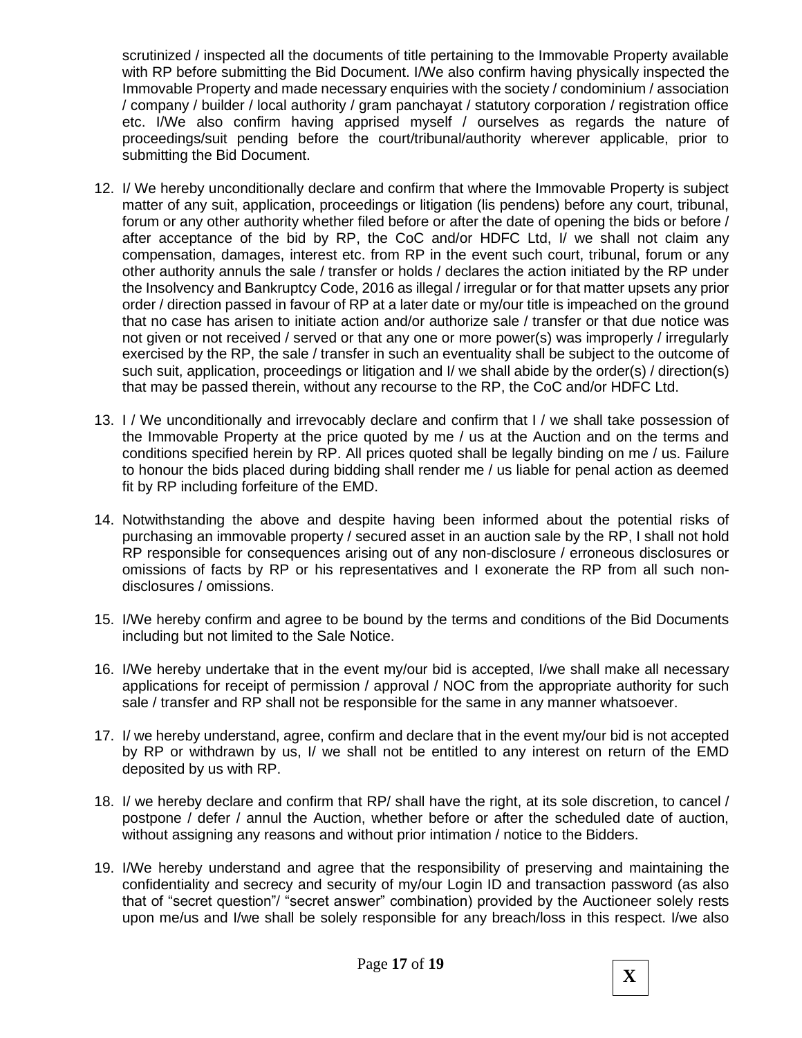scrutinized / inspected all the documents of title pertaining to the Immovable Property available with RP before submitting the Bid Document. I/We also confirm having physically inspected the Immovable Property and made necessary enquiries with the society / condominium / association / company / builder / local authority / gram panchayat / statutory corporation / registration office etc. I/We also confirm having apprised myself / ourselves as regards the nature of proceedings/suit pending before the court/tribunal/authority wherever applicable, prior to submitting the Bid Document.

12. I/ We hereby unconditionally declare and confirm that where the Immovable Property is subject matter of any suit, application, proceedings or litigation (lis pendens) before any court, tribunal, forum or any other authority whether filed before or after the date of opening the bids or before / after acceptance of the bid by RP, the CoC and/or HDFC Ltd, I/ we shall not claim any compensation, damages, interest etc. from RP in the event such court, tribunal, forum or any other authority annuls the sale / transfer or holds / declares the action initiated by the RP under the Insolvency and Bankruptcy Code, 2016 as illegal / irregular or for that matter upsets any prior order / direction passed in favour of RP at a later date or my/our title is impeached on the ground that no case has arisen to initiate action and/or authorize sale / transfer or that due notice was not given or not received / served or that any one or more power(s) was improperly / irregularly exercised by the RP, the sale / transfer in such an eventuality shall be subject to the outcome of such suit, application, proceedings or litigation and I/ we shall abide by the order(s) / direction(s) that may be passed therein, without any recourse to the RP, the CoC and/or HDFC Ltd.

13. I / We unconditionally and irrevocably declare and confirm that I / we shall take possession of the Immovable Property at the price quoted by me / us at the Auction and on the terms and conditions specified herein by RP. All prices quoted shall be legally binding on me / us. Failure to honour the bids placed during bidding shall render me / us liable for penal action as deemed fit by RP including forfeiture of the EMD.

14. Notwithstanding the above and despite having been informed about the potential risks of purchasing an immovable property / secured asset in an auction sale by the RP, I shall not hold RP responsible for consequences arising out of any non-disclosure / erroneous disclosures or omissions of facts by RP or his representatives and I exonerate the RP from all such non-disclosures / omissions.

15. I/We hereby confirm and agree to be bound by the terms and conditions of the Bid Documents including but not limited to the Sale Notice.

16. I/We hereby undertake that in the event my/our bid is accepted, I/we shall make all necessary applications for receipt of permission / approval / NOC from the appropriate authority for such sale / transfer and RP shall not be responsible for the same in any manner whatsoever.

17. I/ we hereby understand, agree, confirm and declare that in the event my/our bid is not accepted by RP or withdrawn by us, I/ we shall not be entitled to any interest on return of the EMD deposited by us with RP.

18. I/ we hereby declare and confirm that RP/ shall have the right, at its sole discretion, to cancel / postpone / defer / annul the Auction, whether before or after the scheduled date of auction, without assigning any reasons and without prior intimation / notice to the Bidders.

19. I/We hereby understand and agree that the responsibility of preserving and maintaining the confidentiality and secrecy and security of my/our Login ID and transaction password (as also that of "secret question"/ "secret answer" combination) provided by the Auctioneer solely rests upon me/us and I/we shall be solely responsible for any breach/loss in this respect. I/we also

X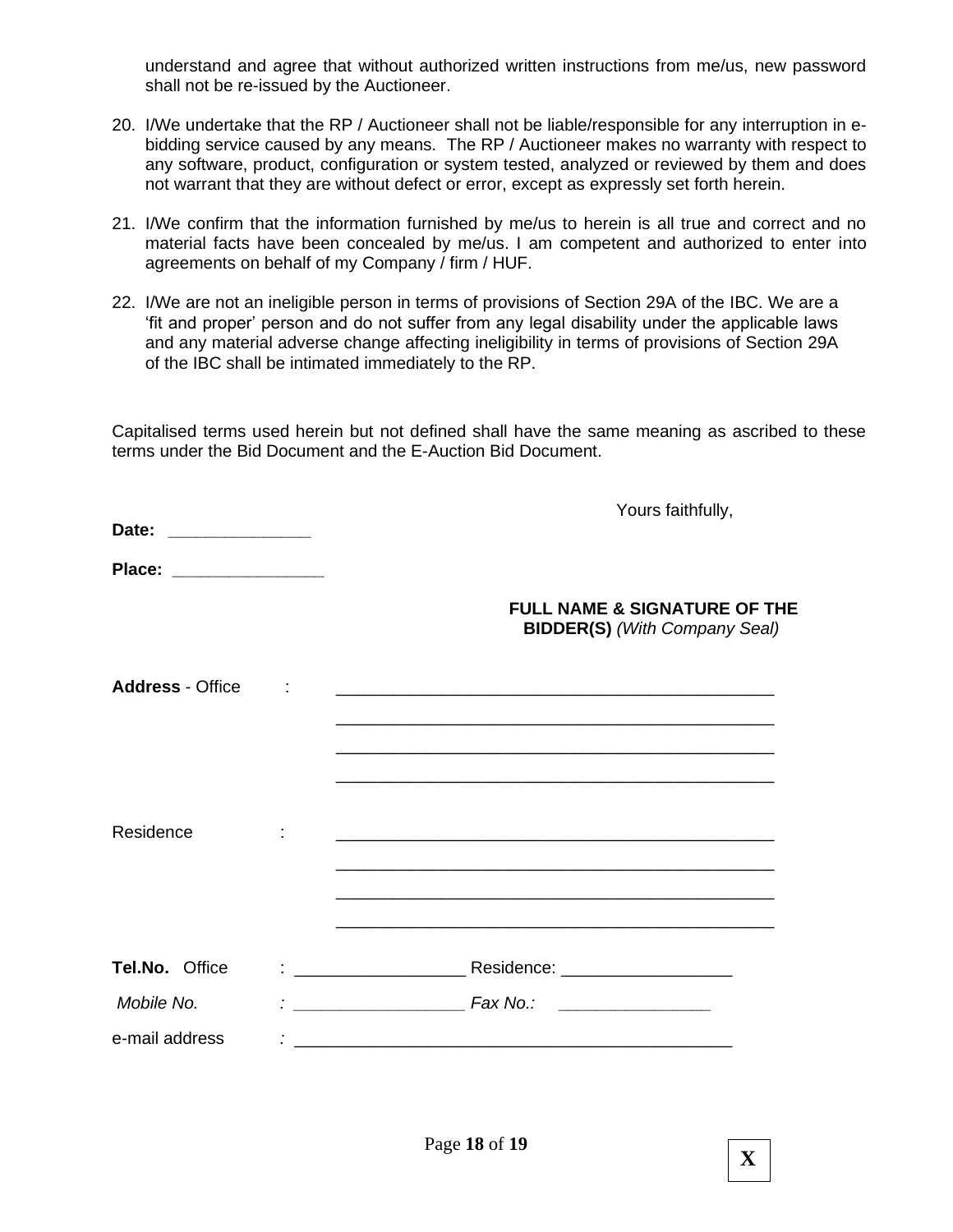understand and agree that without authorized written instructions from me/us, new password shall not be re-issued by the Auctioneer.

20. I/We undertake that the RP / Auctioneer shall not be liable/responsible for any interruption in e-bidding service caused by any means. The RP / Auctioneer makes no warranty with respect to any software, product, configuration or system tested, analyzed or reviewed by them and does not warrant that they are without defect or error, except as expressly set forth herein.

21. I/We confirm that the information furnished by me/us to herein is all true and correct and no material facts have been concealed by me/us. I am competent and authorized to enter into agreements on behalf of my Company / firm / HUF.

22. I/We are not an ineligible person in terms of provisions of Section 29A of the IBC. We are a 'fit and proper' person and do not suffer from any legal disability under the applicable laws and any material adverse change affecting ineligibility in terms of provisions of Section 29A of the IBC shall be intimated immediately to the RP.

Capitalised terms used herein but not defined shall have the same meaning as ascribed to these terms under the Bid Document and the E-Auction Bid Document.

Yours faithfully,

**Date:** _______________

**Place:** ________________

**FULL NAME & SIGNATURE OF THE BIDDER(S)** *(With Company Seal)*

**Address** - Office : ______________________________________________

______________________________________________

______________________________________________

______________________________________________

Residence : ______________________________________________

______________________________________________

______________________________________________

______________________________________________

**Tel.No.** Office : __________________ Residence: __________________

*Mobile No.* : __________________ *Fax No.:* ________________

e-mail address : ______________________________________________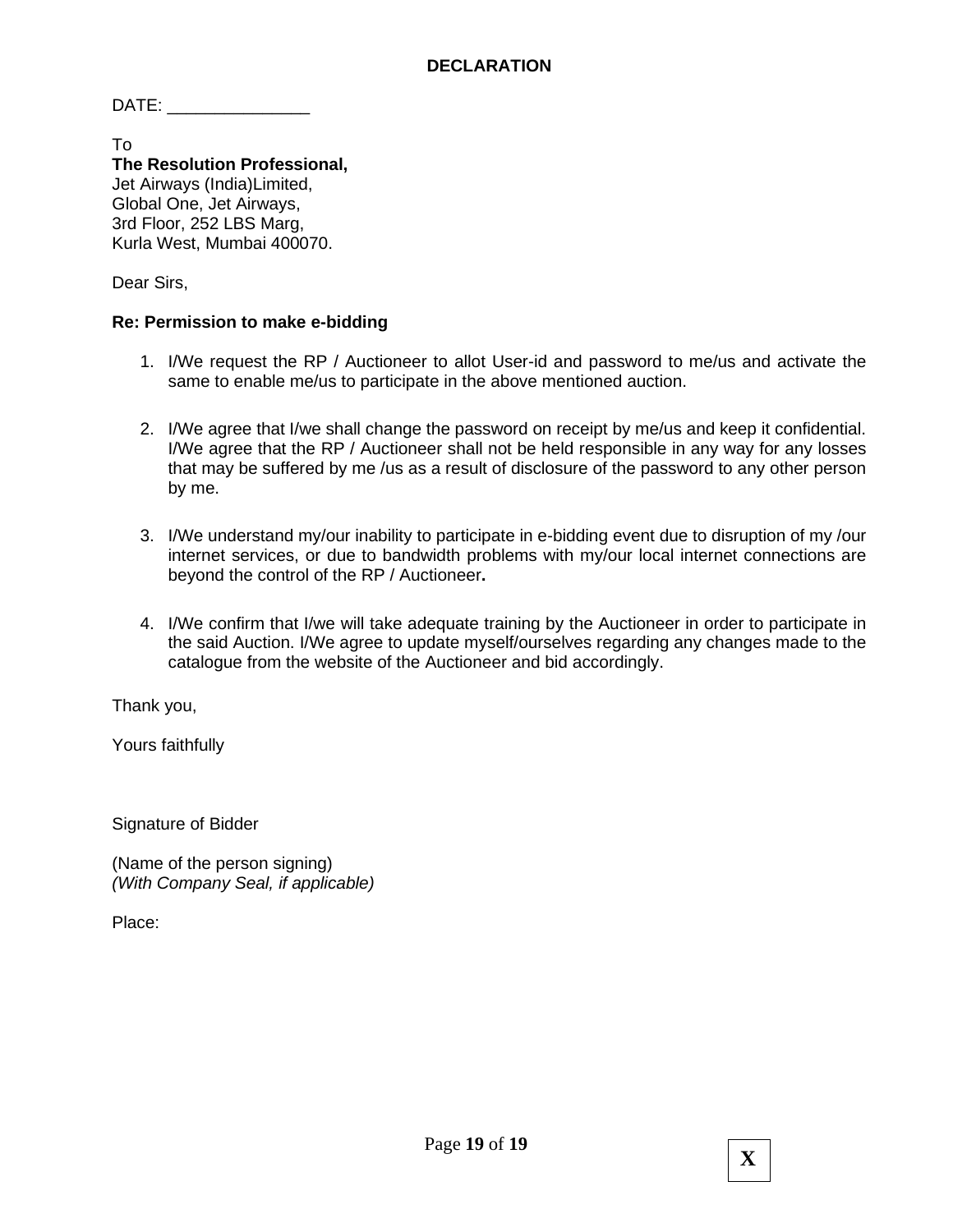# DECLARATION

DATE: _______________

To
**The Resolution Professional,**
Jet Airways (India)Limited,
Global One, Jet Airways,
3rd Floor, 252 LBS Marg,
Kurla West, Mumbai 400070.

Dear Sirs,

**Re: Permission to make e-bidding**

1. I/We request the RP / Auctioneer to allot User-id and password to me/us and activate the same to enable me/us to participate in the above mentioned auction.

2. I/We agree that I/we shall change the password on receipt by me/us and keep it confidential. I/We agree that the RP / Auctioneer shall not be held responsible in any way for any losses that may be suffered by me /us as a result of disclosure of the password to any other person by me.

3. I/We understand my/our inability to participate in e-bidding event due to disruption of my /our internet services, or due to bandwidth problems with my/our local internet connections are beyond the control of the RP / Auctioneer**.**

4. I/We confirm that I/we will take adequate training by the Auctioneer in order to participate in the said Auction. I/We agree to update myself/ourselves regarding any changes made to the catalogue from the website of the Auctioneer and bid accordingly.

Thank you,

Yours faithfully

Signature of Bidder

(Name of the person signing)
*(With Company Seal, if applicable)*

Place:

X